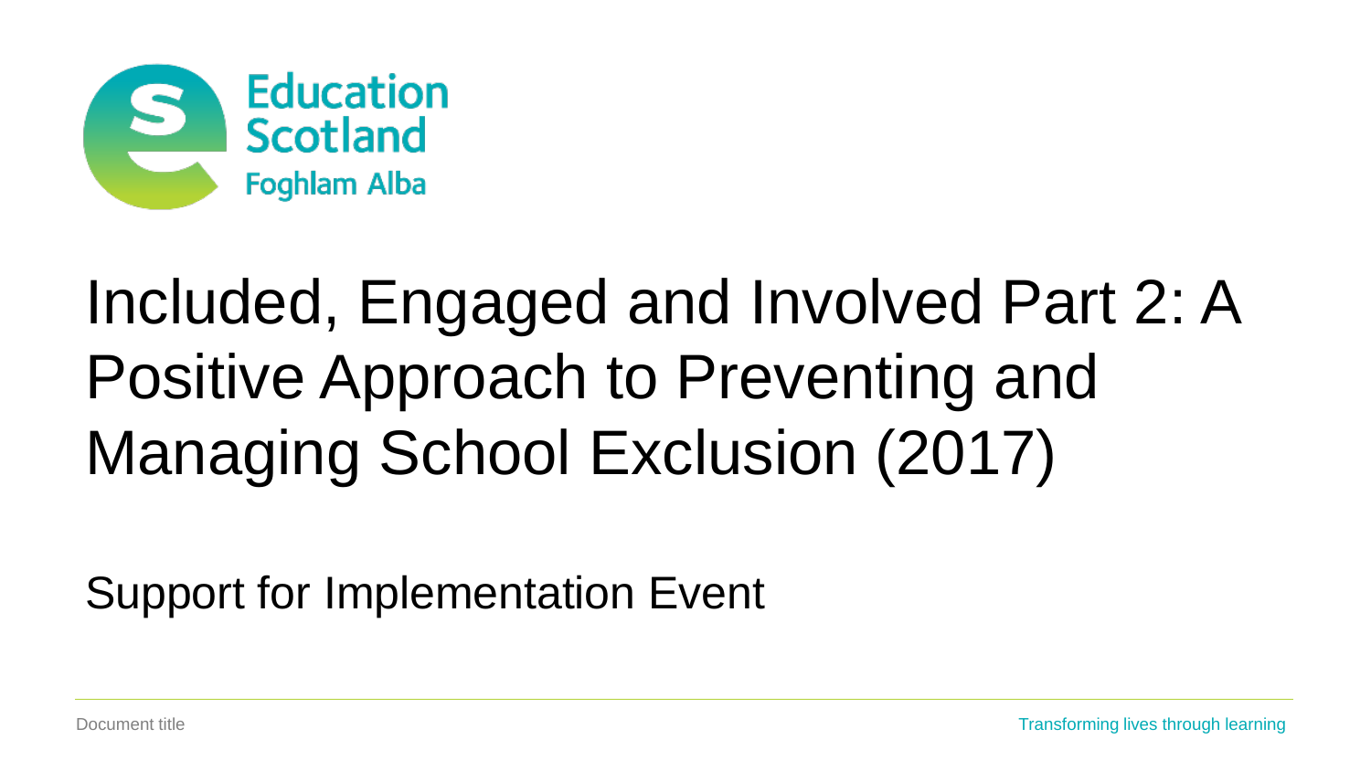Education Scotland

Foghlam Alba

# Included, Engaged and Involved Part 2: A Positive Approach to Preventing and Managing School Exclusion (2017)

## Support for Implementation Event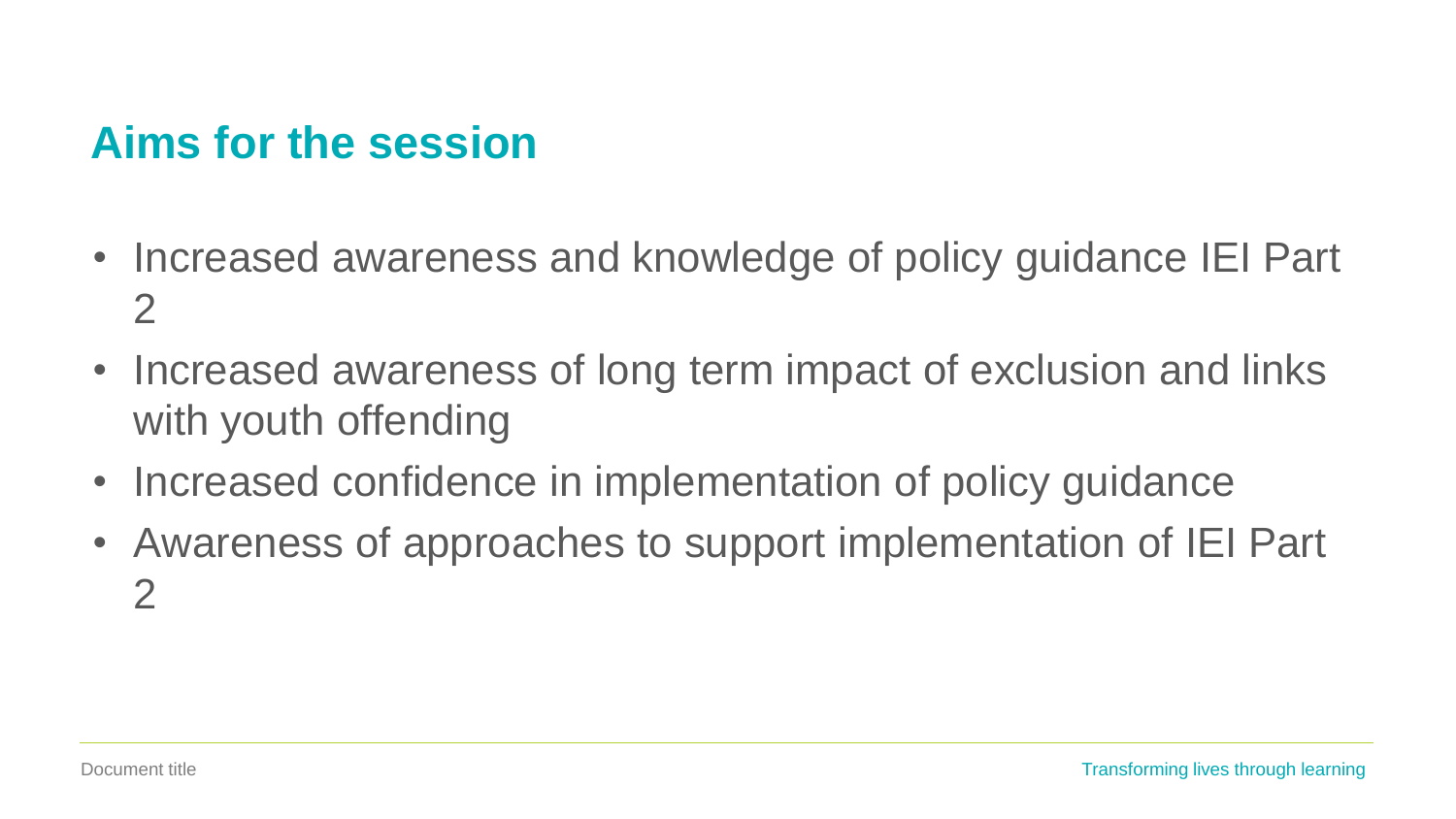## Aims for the session

- Increased awareness and knowledge of policy guidance IEI Part 2
- Increased awareness of long term impact of exclusion and links with youth offending
- Increased confidence in implementation of policy guidance
- Awareness of approaches to support implementation of IEI Part 2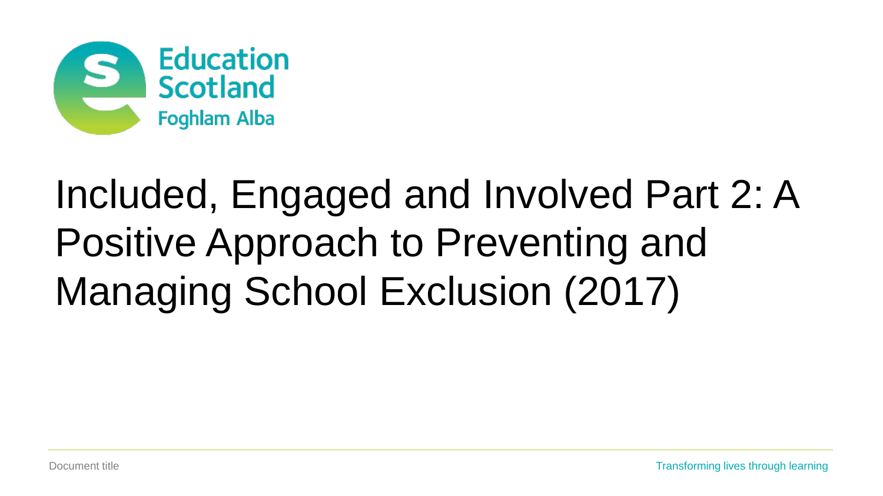# Included, Engaged and Involved Part 2: A Positive Approach to Preventing and Managing School Exclusion (2017)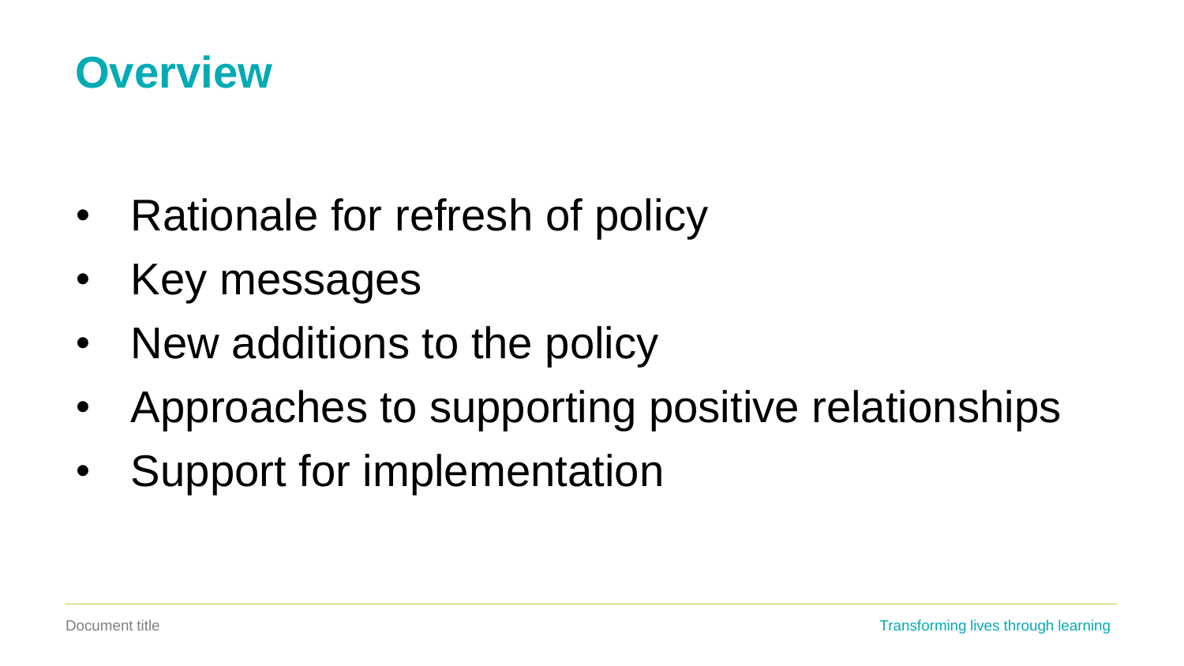# Overview

- Rationale for refresh of policy
- Key messages
- New additions to the policy
- Approaches to supporting positive relationships
- Support for implementation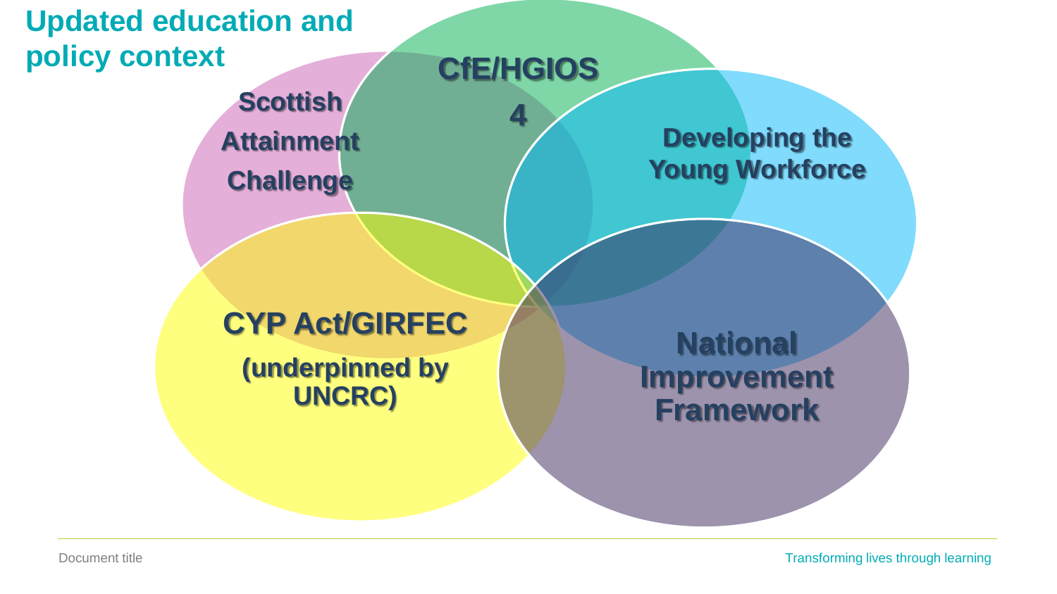# Updated education and policy context

Scottish Attainment Challenge

CfE/HGIOS 4

Developing the Young Workforce

CYP Act/GIRFEC (underpinned by UNCRC)

National Improvement Framework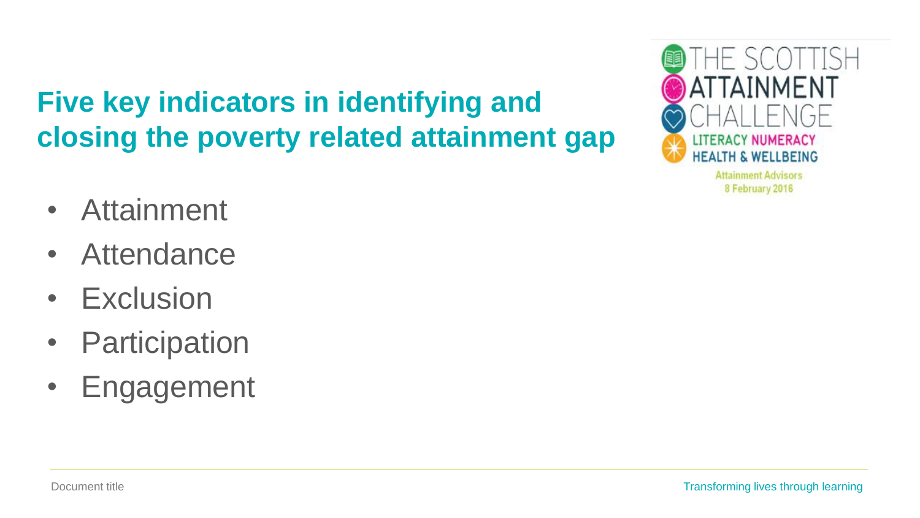## Five key indicators in identifying and closing the poverty related attainment gap

- Attainment
- Attendance
- Exclusion
- Participation
- Engagement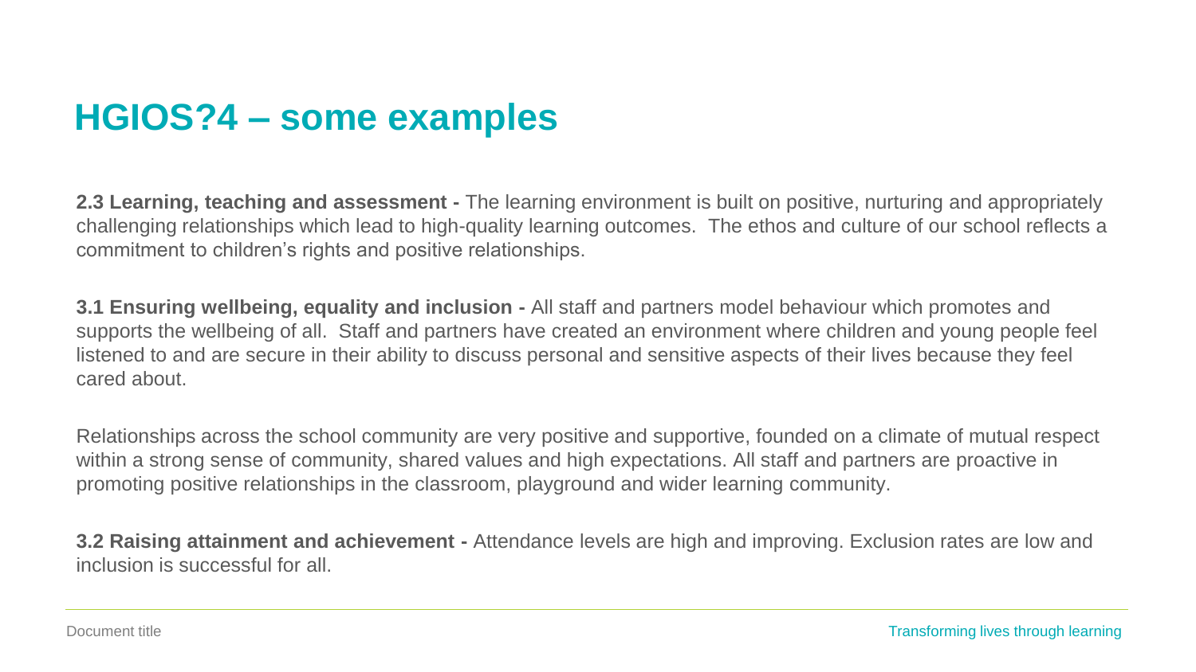# HGIOS?4 – some examples

**2.3 Learning, teaching and assessment -** The learning environment is built on positive, nurturing and appropriately challenging relationships which lead to high-quality learning outcomes. The ethos and culture of our school reflects a commitment to children's rights and positive relationships.

**3.1 Ensuring wellbeing, equality and inclusion -** All staff and partners model behaviour which promotes and supports the wellbeing of all. Staff and partners have created an environment where children and young people feel listened to and are secure in their ability to discuss personal and sensitive aspects of their lives because they feel cared about.

Relationships across the school community are very positive and supportive, founded on a climate of mutual respect within a strong sense of community, shared values and high expectations. All staff and partners are proactive in promoting positive relationships in the classroom, playground and wider learning community.

**3.2 Raising attainment and achievement -** Attendance levels are high and improving. Exclusion rates are low and inclusion is successful for all.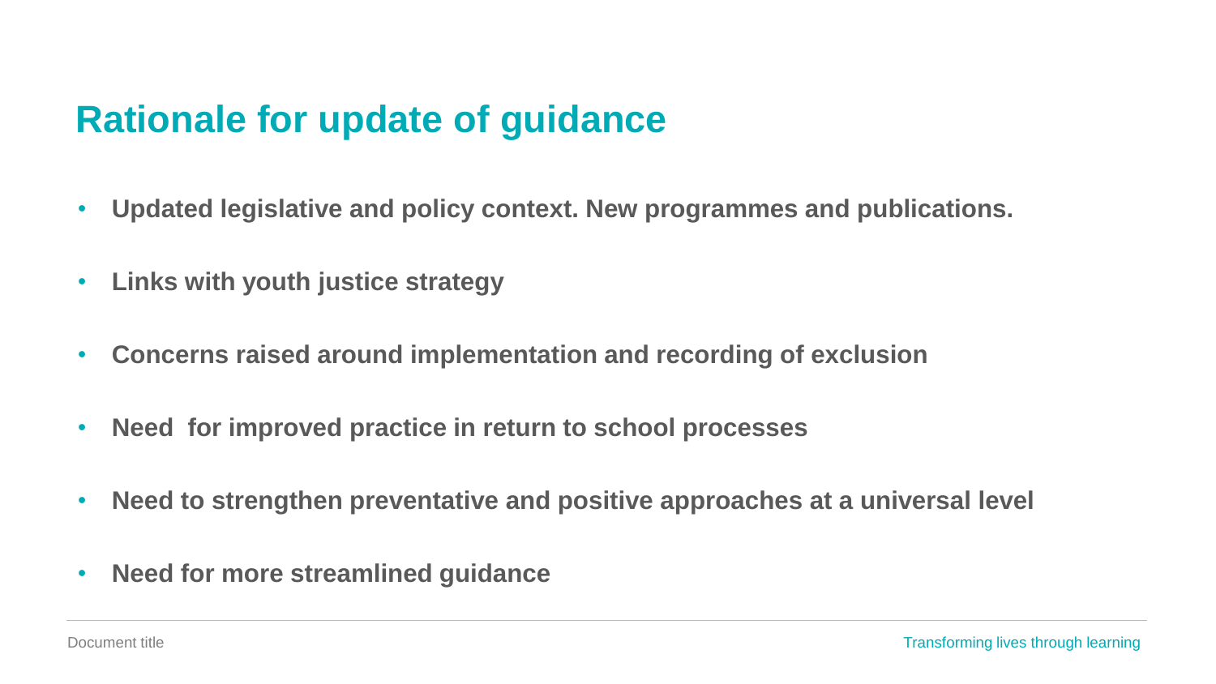# Rationale for update of guidance

- **Updated legislative and policy context. New programmes and publications.**
- **Links with youth justice strategy**
- **Concerns raised around implementation and recording of exclusion**
- **Need  for improved practice in return to school processes**
- **Need to strengthen preventative and positive approaches at a universal level**
- **Need for more streamlined guidance**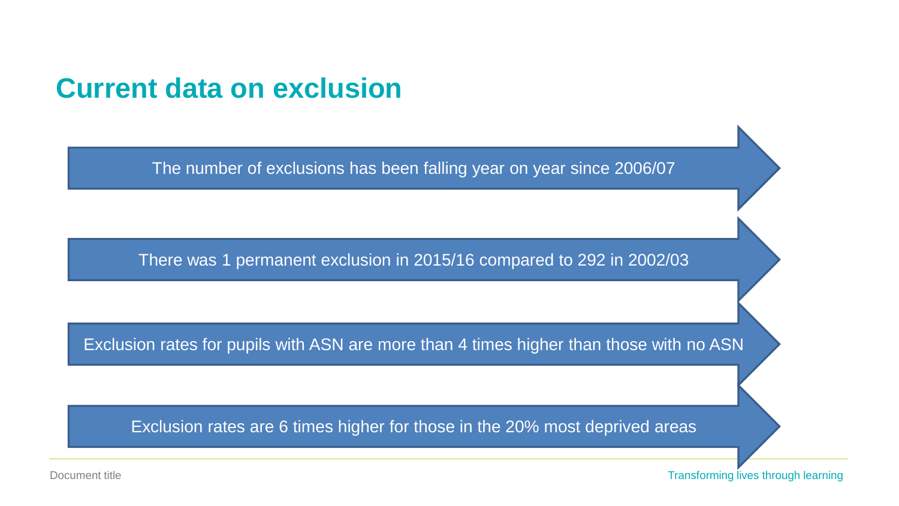# Current data on exclusion

- The number of exclusions has been falling year on year since 2006/07
- There was 1 permanent exclusion in 2015/16 compared to 292 in 2002/03
- Exclusion rates for pupils with ASN are more than 4 times higher than those with no ASN
- Exclusion rates are 6 times higher for those in the 20% most deprived areas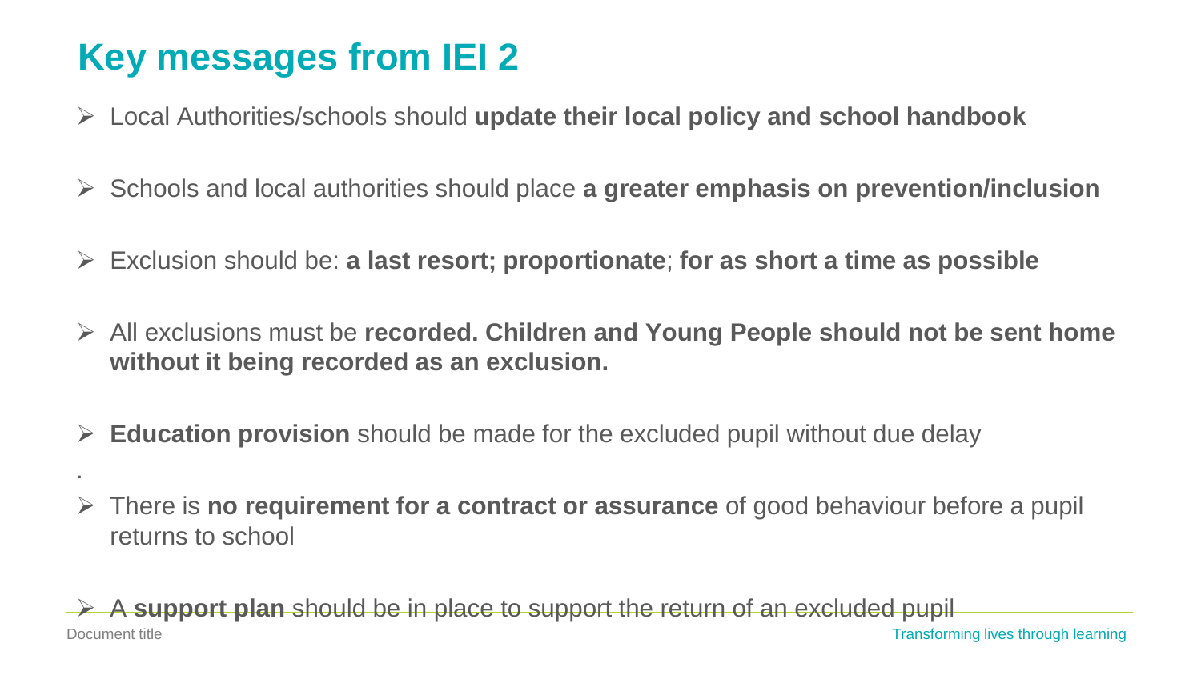# Key messages from IEI 2

- Local Authorities/schools should **update their local policy and school handbook**
- Schools and local authorities should place **a greater emphasis on prevention/inclusion**
- Exclusion should be: **a last resort; proportionate**; **for as short a time as possible**
- All exclusions must be **recorded. Children and Young People should not be sent home without it being recorded as an exclusion.**
- **Education provision** should be made for the excluded pupil without due delay

.

- There is **no requirement for a contract or assurance** of good behaviour before a pupil returns to school
- A **support plan** should be in place to support the return of an excluded pupil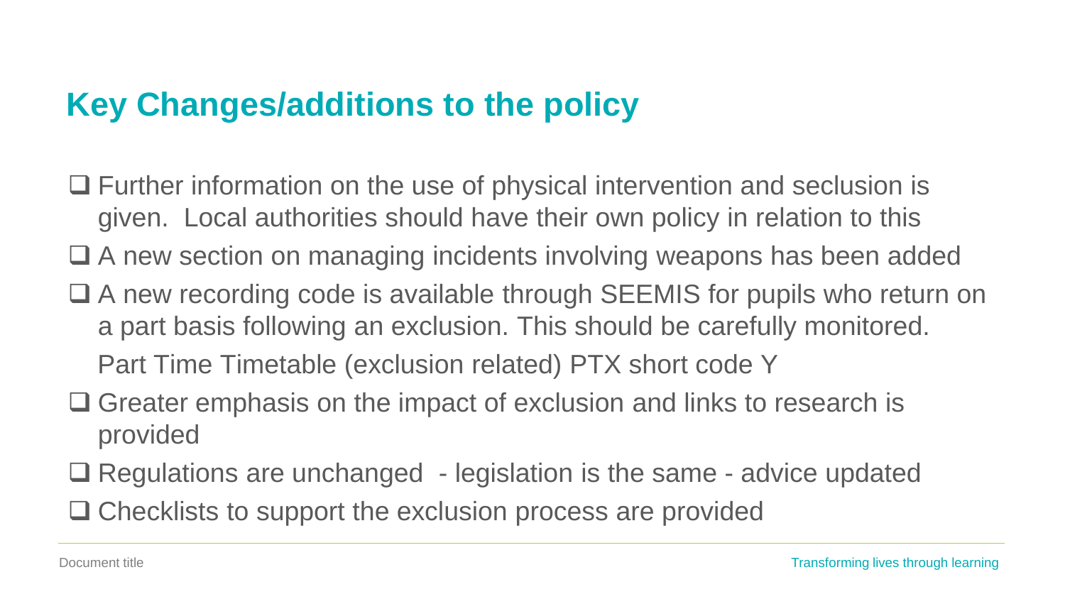## Key Changes/additions to the policy

- Further information on the use of physical intervention and seclusion is given. Local authorities should have their own policy in relation to this
- A new section on managing incidents involving weapons has been added
- A new recording code is available through SEEMIS for pupils who return on a part basis following an exclusion. This should be carefully monitored.

  Part Time Timetable (exclusion related) PTX short code Y
- Greater emphasis on the impact of exclusion and links to research is provided
- Regulations are unchanged - legislation is the same - advice updated
- Checklists to support the exclusion process are provided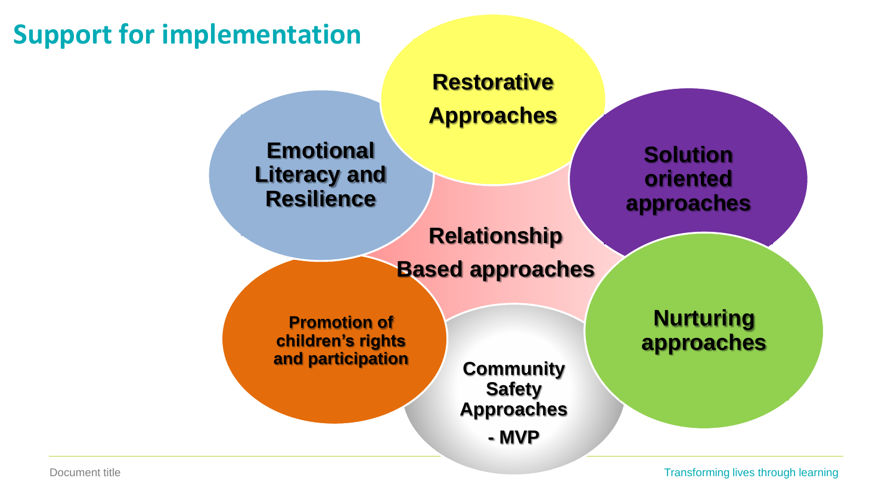# Support for implementation

Restorative Approaches

Emotional Literacy and Resilience

Solution oriented approaches

Relationship Based approaches

Promotion of children's rights and participation

Nurturing approaches

Community Safety Approaches - MVP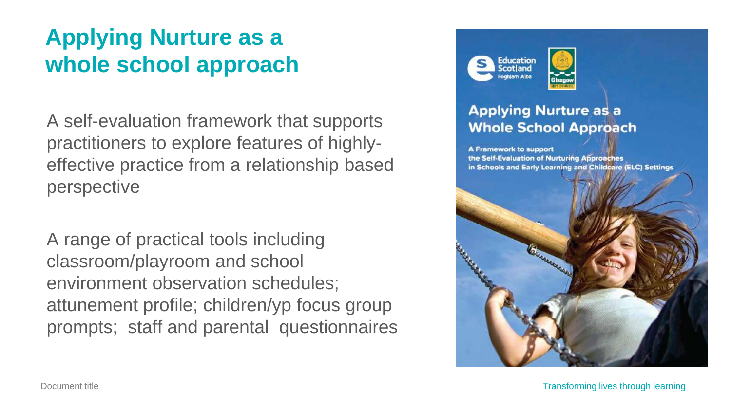# Applying Nurture as a whole school approach

A self-evaluation framework that supports practitioners to explore features of highly-effective practice from a relationship based perspective

A range of practical tools including classroom/playroom and school environment observation schedules; attunement profile; children/yp focus group prompts; staff and parental questionnaires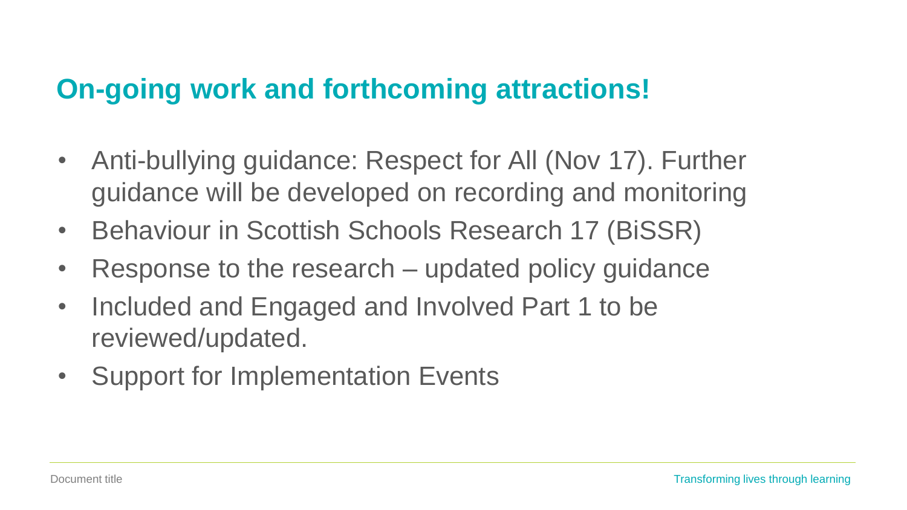## On-going work and forthcoming attractions!

- Anti-bullying guidance: Respect for All (Nov 17). Further guidance will be developed on recording and monitoring
- Behaviour in Scottish Schools Research 17 (BiSSR)
- Response to the research – updated policy guidance
- Included and Engaged and Involved Part 1 to be reviewed/updated.
- Support for Implementation Events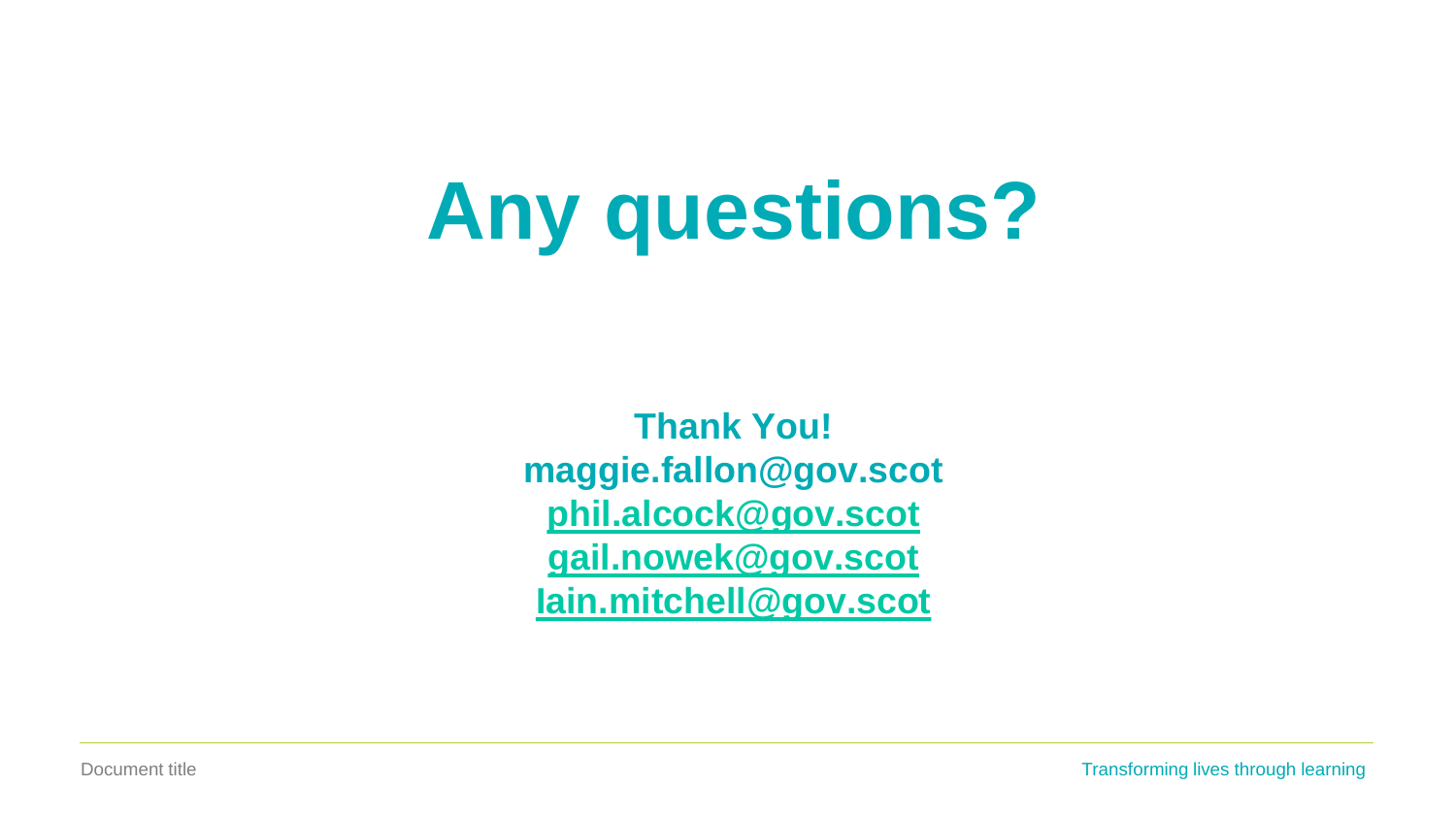# Any questions?

**Thank You!**
**maggie.fallon@gov.scot**
**phil.alcock@gov.scot**
**gail.nowek@gov.scot**
**Iain.mitchell@gov.scot**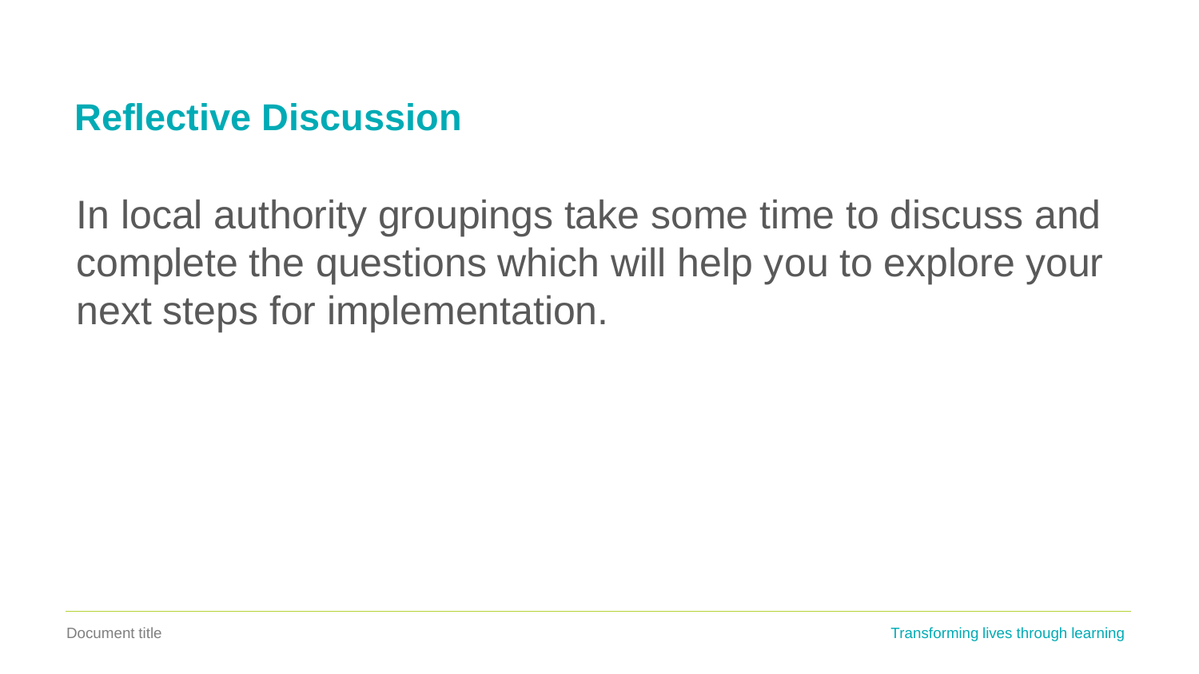## Reflective Discussion

In local authority groupings take some time to discuss and complete the questions which will help you to explore your next steps for implementation.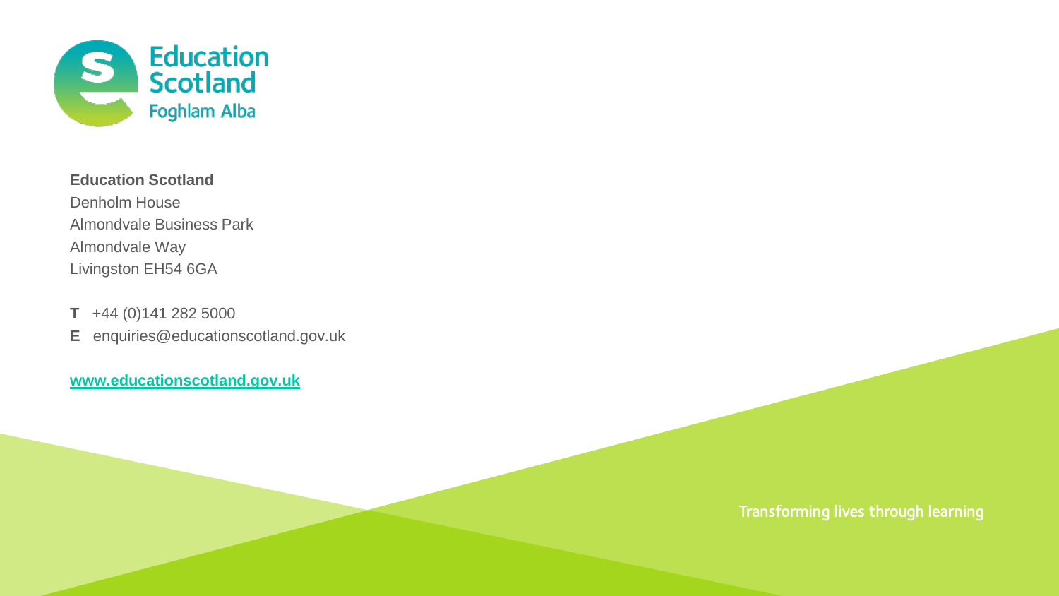Education Scotland

Foghlam Alba

**Education Scotland**
Denholm House
Almondvale Business Park
Almondvale Way
Livingston EH54 6GA

**T** +44 (0)141 282 5000
**E** enquiries@educationscotland.gov.uk

**www.educationscotland.gov.uk**

Transforming lives through learning